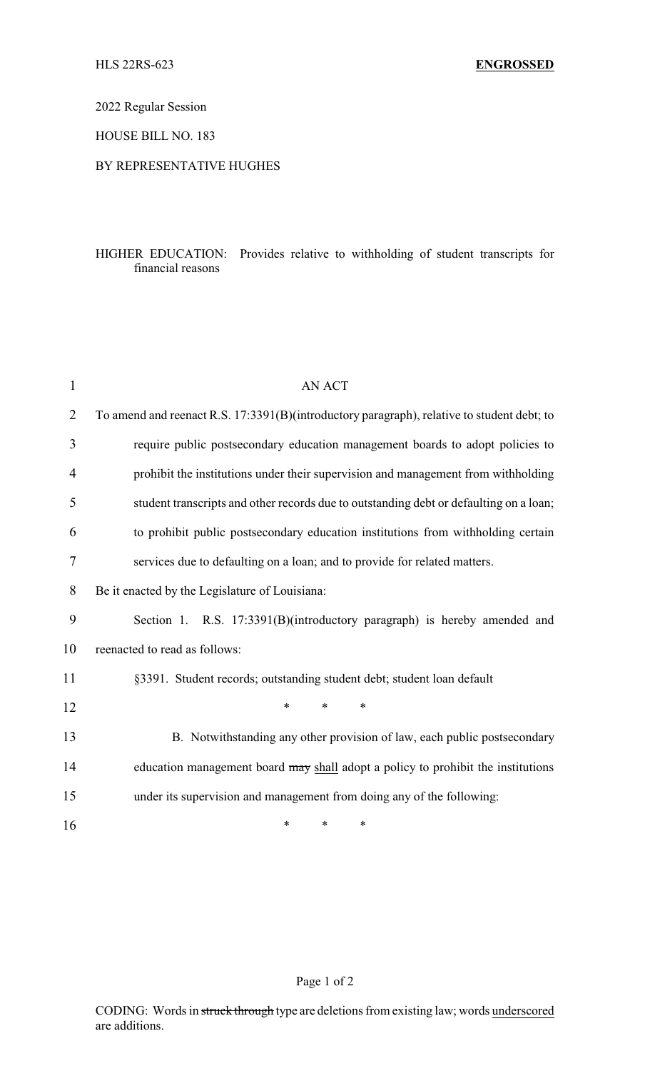HLS 22RS-623 **ENGROSSED**

2022 Regular Session

HOUSE BILL NO. 183

BY REPRESENTATIVE HUGHES

HIGHER EDUCATION: Provides relative to withholding of student transcripts for financial reasons

AN ACT

To amend and reenact R.S. 17:3391(B)(introductory paragraph), relative to student debt; to require public postsecondary education management boards to adopt policies to prohibit the institutions under their supervision and management from withholding student transcripts and other records due to outstanding debt or defaulting on a loan; to prohibit public postsecondary education institutions from withholding certain services due to defaulting on a loan; and to provide for related matters.

Be it enacted by the Legislature of Louisiana:

Section 1. R.S. 17:3391(B)(introductory paragraph) is hereby amended and reenacted to read as follows:

§3391. Student records; outstanding student debt; student loan default

\* \* \*

B. Notwithstanding any other provision of law, each public postsecondary education management board ~~may~~ <u>shall</u> adopt a policy to prohibit the institutions under its supervision and management from doing any of the following:

\* \* \*

CODING: Words in ~~struck through~~ type are deletions from existing law; words <u>underscored</u> are additions.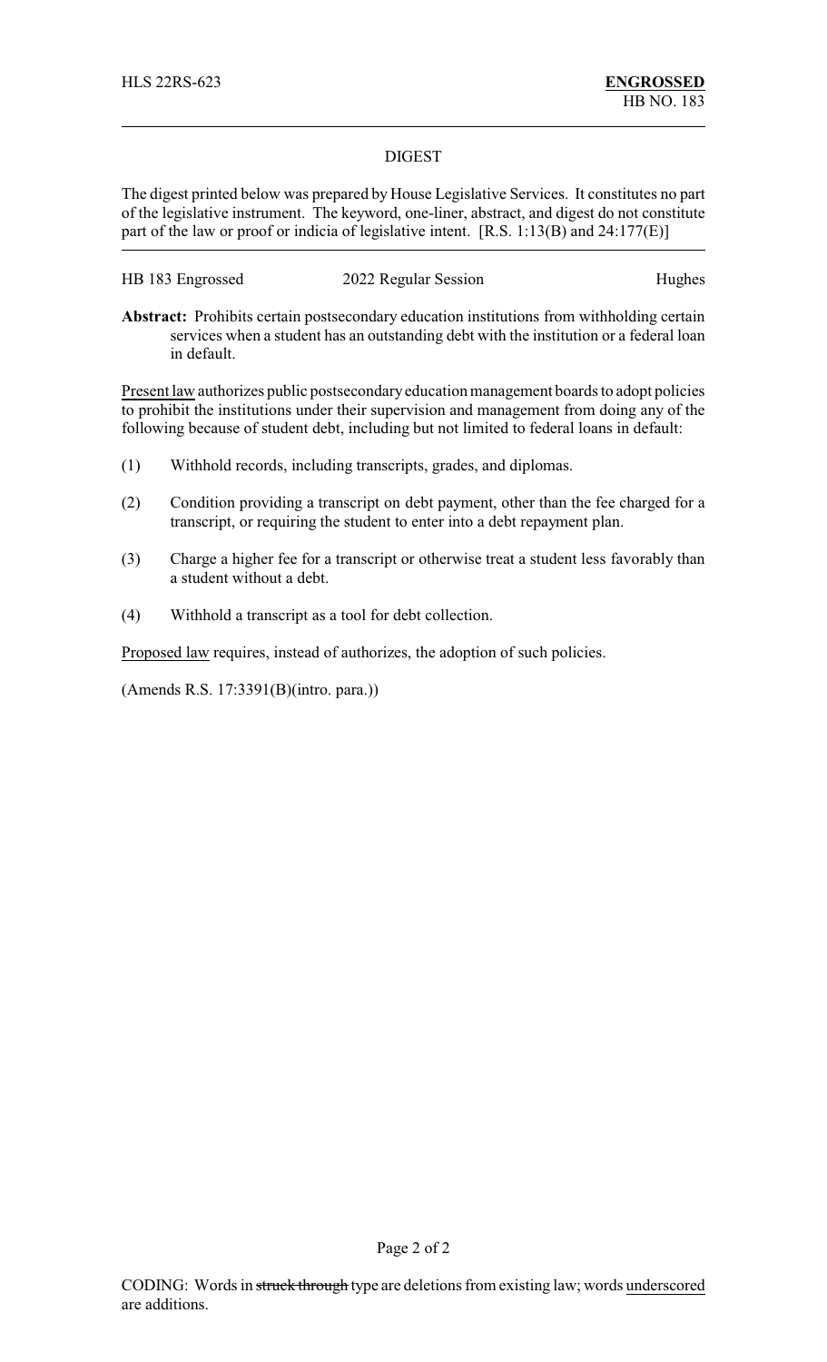## DIGEST

The digest printed below was prepared by House Legislative Services. It constitutes no part of the legislative instrument. The keyword, one-liner, abstract, and digest do not constitute part of the law or proof or indicia of legislative intent. [R.S. 1:13(B) and 24:177(E)]

HB 183 Engrossed | 2022 Regular Session | Hughes

**Abstract:** Prohibits certain postsecondary education institutions from withholding certain services when a student has an outstanding debt with the institution or a federal loan in default.

Present law authorizes public postsecondary education management boards to adopt policies to prohibit the institutions under their supervision and management from doing any of the following because of student debt, including but not limited to federal loans in default:

(1) Withhold records, including transcripts, grades, and diplomas.

(2) Condition providing a transcript on debt payment, other than the fee charged for a transcript, or requiring the student to enter into a debt repayment plan.

(3) Charge a higher fee for a transcript or otherwise treat a student less favorably than a student without a debt.

(4) Withhold a transcript as a tool for debt collection.

Proposed law requires, instead of authorizes, the adoption of such policies.

(Amends R.S. 17:3391(B)(intro. para.))

CODING: Words in ~~struck through~~ type are deletions from existing law; words underscored are additions.